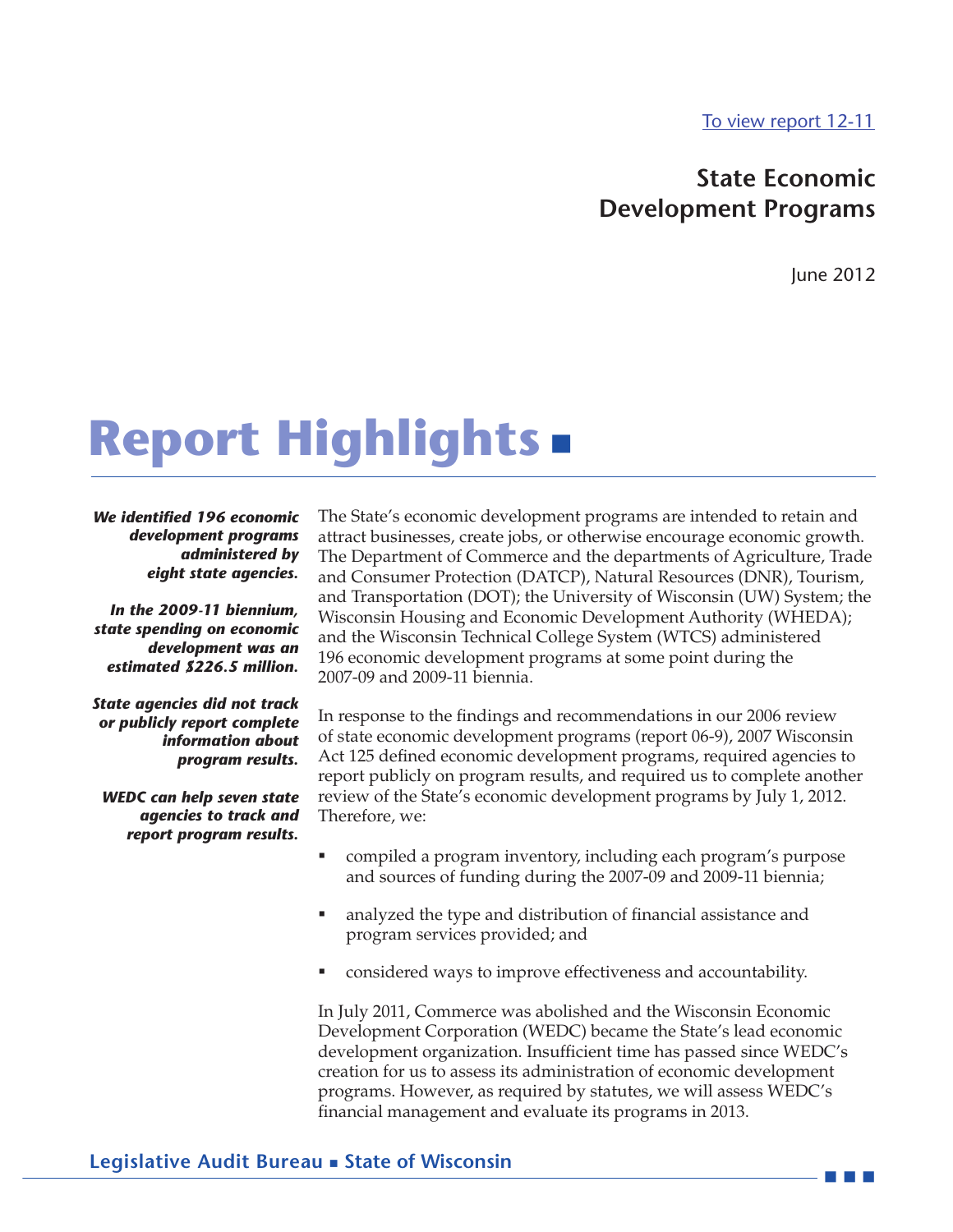[To view report 12-11](#)

## State Economic Development Programs

June 2012

# Report Highlights

***We identified 196 economic development programs administered by eight state agencies.***

***In the 2009-11 biennium, state spending on economic development was an estimated $226.5 million.***

***State agencies did not track or publicly report complete information about program results.***

***WEDC can help seven state agencies to track and report program results.***

The State's economic development programs are intended to retain and attract businesses, create jobs, or otherwise encourage economic growth. The Department of Commerce and the departments of Agriculture, Trade and Consumer Protection (DATCP), Natural Resources (DNR), Tourism, and Transportation (DOT); the University of Wisconsin (UW) System; the Wisconsin Housing and Economic Development Authority (WHEDA); and the Wisconsin Technical College System (WTCS) administered 196 economic development programs at some point during the 2007-09 and 2009-11 biennia.

In response to the findings and recommendations in our 2006 review of state economic development programs (report 06-9), 2007 Wisconsin Act 125 defined economic development programs, required agencies to report publicly on program results, and required us to complete another review of the State's economic development programs by July 1, 2012. Therefore, we:

- compiled a program inventory, including each program's purpose and sources of funding during the 2007-09 and 2009-11 biennia;
- analyzed the type and distribution of financial assistance and program services provided; and
- considered ways to improve effectiveness and accountability.

In July 2011, Commerce was abolished and the Wisconsin Economic Development Corporation (WEDC) became the State's lead economic development organization. Insufficient time has passed since WEDC's creation for us to assess its administration of economic development programs. However, as required by statutes, we will assess WEDC's financial management and evaluate its programs in 2013.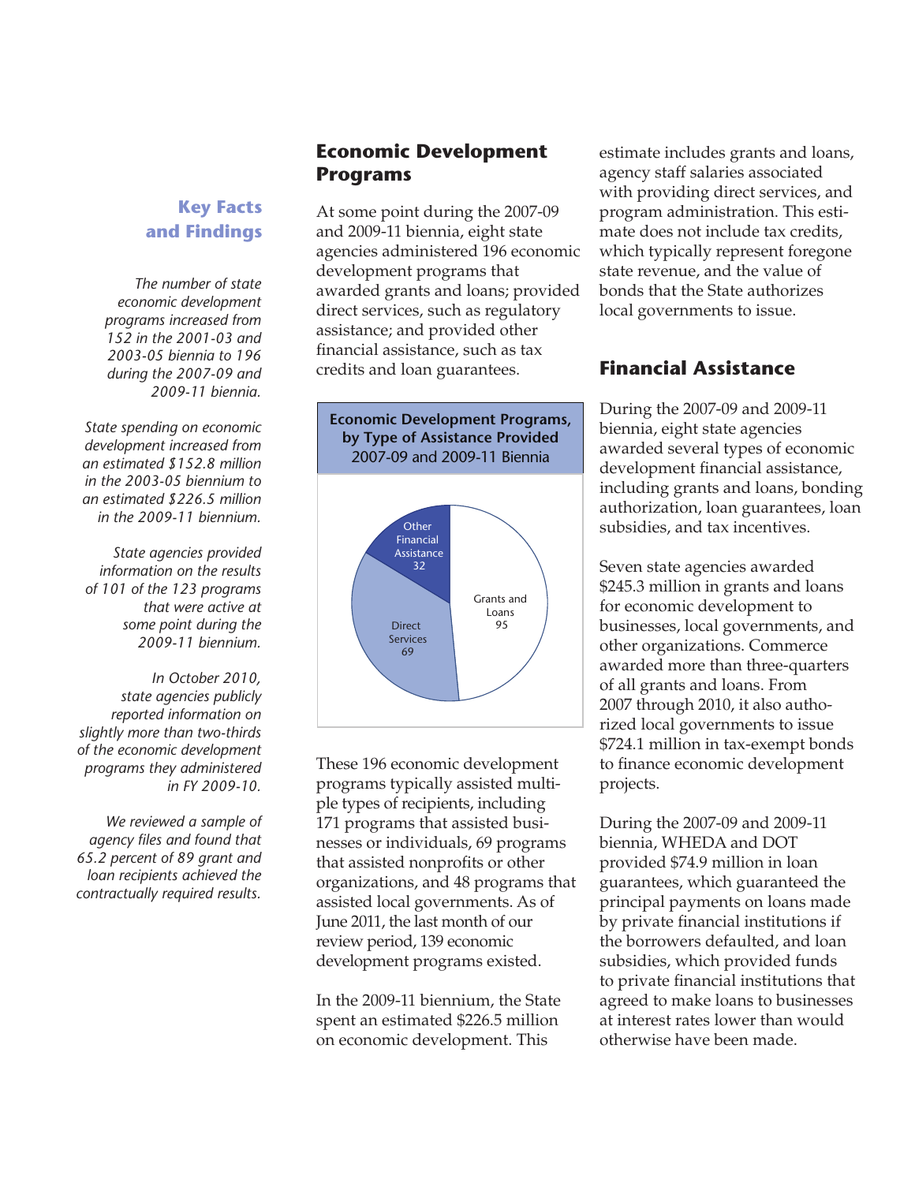## Key Facts and Findings

*The number of state economic development programs increased from 152 in the 2001-03 and 2003-05 biennia to 196 during the 2007-09 and 2009-11 biennia.*

*State spending on economic development increased from an estimated $152.8 million in the 2003-05 biennium to an estimated $226.5 million in the 2009-11 biennium.*

*State agencies provided information on the results of 101 of the 123 programs that were active at some point during the 2009-11 biennium.*

*In October 2010, state agencies publicly reported information on slightly more than two-thirds of the economic development programs they administered in FY 2009-10.*

*We reviewed a sample of agency files and found that 65.2 percent of 89 grant and loan recipients achieved the contractually required results.*

## Economic Development Programs

At some point during the 2007-09 and 2009-11 biennia, eight state agencies administered 196 economic development programs that awarded grants and loans; provided direct services, such as regulatory assistance; and provided other financial assistance, such as tax credits and loan guarantees.

**Economic Development Programs, by Type of Assistance Provided**
2007-09 and 2009-11 Biennia

| Type of Assistance | Programs |
|---|---|
| Grants and Loans | 95 |
| Direct Services | 69 |
| Other Financial Assistance | 32 |

These 196 economic development programs typically assisted multiple types of recipients, including 171 programs that assisted businesses or individuals, 69 programs that assisted nonprofits or other organizations, and 48 programs that assisted local governments. As of June 2011, the last month of our review period, 139 economic development programs existed.

In the 2009-11 biennium, the State spent an estimated $226.5 million on economic development. This estimate includes grants and loans, agency staff salaries associated with providing direct services, and program administration. This estimate does not include tax credits, which typically represent foregone state revenue, and the value of bonds that the State authorizes local governments to issue.

## Financial Assistance

During the 2007-09 and 2009-11 biennia, eight state agencies awarded several types of economic development financial assistance, including grants and loans, bonding authorization, loan guarantees, loan subsidies, and tax incentives.

Seven state agencies awarded $245.3 million in grants and loans for economic development to businesses, local governments, and other organizations. Commerce awarded more than three-quarters of all grants and loans. From 2007 through 2010, it also authorized local governments to issue $724.1 million in tax-exempt bonds to finance economic development projects.

During the 2007-09 and 2009-11 biennia, WHEDA and DOT provided $74.9 million in loan guarantees, which guaranteed the principal payments on loans made by private financial institutions if the borrowers defaulted, and loan subsidies, which provided funds to private financial institutions that agreed to make loans to businesses at interest rates lower than would otherwise have been made.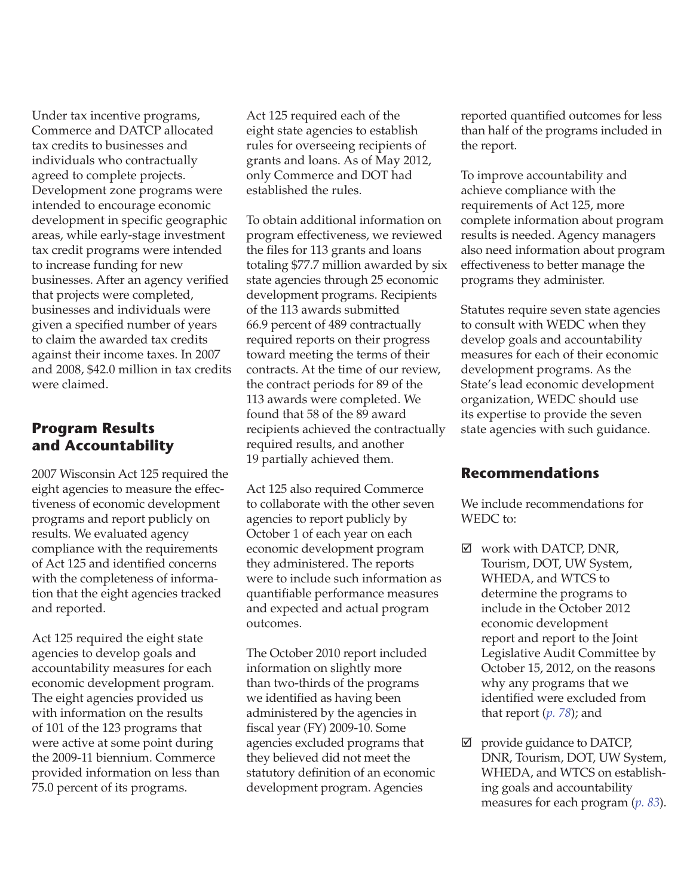Under tax incentive programs, Commerce and DATCP allocated tax credits to businesses and individuals who contractually agreed to complete projects. Development zone programs were intended to encourage economic development in specific geographic areas, while early-stage investment tax credit programs were intended to increase funding for new businesses. After an agency verified that projects were completed, businesses and individuals were given a specified number of years to claim the awarded tax credits against their income taxes. In 2007 and 2008, $42.0 million in tax credits were claimed.

## Program Results and Accountability

2007 Wisconsin Act 125 required the eight agencies to measure the effectiveness of economic development programs and report publicly on results. We evaluated agency compliance with the requirements of Act 125 and identified concerns with the completeness of information that the eight agencies tracked and reported.

Act 125 required the eight state agencies to develop goals and accountability measures for each economic development program. The eight agencies provided us with information on the results of 101 of the 123 programs that were active at some point during the 2009-11 biennium. Commerce provided information on less than 75.0 percent of its programs.

Act 125 required each of the eight state agencies to establish rules for overseeing recipients of grants and loans. As of May 2012, only Commerce and DOT had established the rules.

To obtain additional information on program effectiveness, we reviewed the files for 113 grants and loans totaling $77.7 million awarded by six state agencies through 25 economic development programs. Recipients of the 113 awards submitted 66.9 percent of 489 contractually required reports on their progress toward meeting the terms of their contracts. At the time of our review, the contract periods for 89 of the 113 awards were completed. We found that 58 of the 89 award recipients achieved the contractually required results, and another 19 partially achieved them.

Act 125 also required Commerce to collaborate with the other seven agencies to report publicly by October 1 of each year on each economic development program they administered. The reports were to include such information as quantifiable performance measures and expected and actual program outcomes.

The October 2010 report included information on slightly more than two-thirds of the programs we identified as having been administered by the agencies in fiscal year (FY) 2009-10. Some agencies excluded programs that they believed did not meet the statutory definition of an economic development program. Agencies reported quantified outcomes for less than half of the programs included in the report.

To improve accountability and achieve compliance with the requirements of Act 125, more complete information about program results is needed. Agency managers also need information about program effectiveness to better manage the programs they administer.

Statutes require seven state agencies to consult with WEDC when they develop goals and accountability measures for each of their economic development programs. As the State's lead economic development organization, WEDC should use its expertise to provide the seven state agencies with such guidance.

## Recommendations

We include recommendations for WEDC to:

- ☑ work with DATCP, DNR, Tourism, DOT, UW System, WHEDA, and WTCS to determine the programs to include in the October 2012 economic development report and report to the Joint Legislative Audit Committee by October 15, 2012, on the reasons why any programs that we identified were excluded from that report (*p. 78*); and

- ☑ provide guidance to DATCP, DNR, Tourism, DOT, UW System, WHEDA, and WTCS on establishing goals and accountability measures for each program (*p. 83*).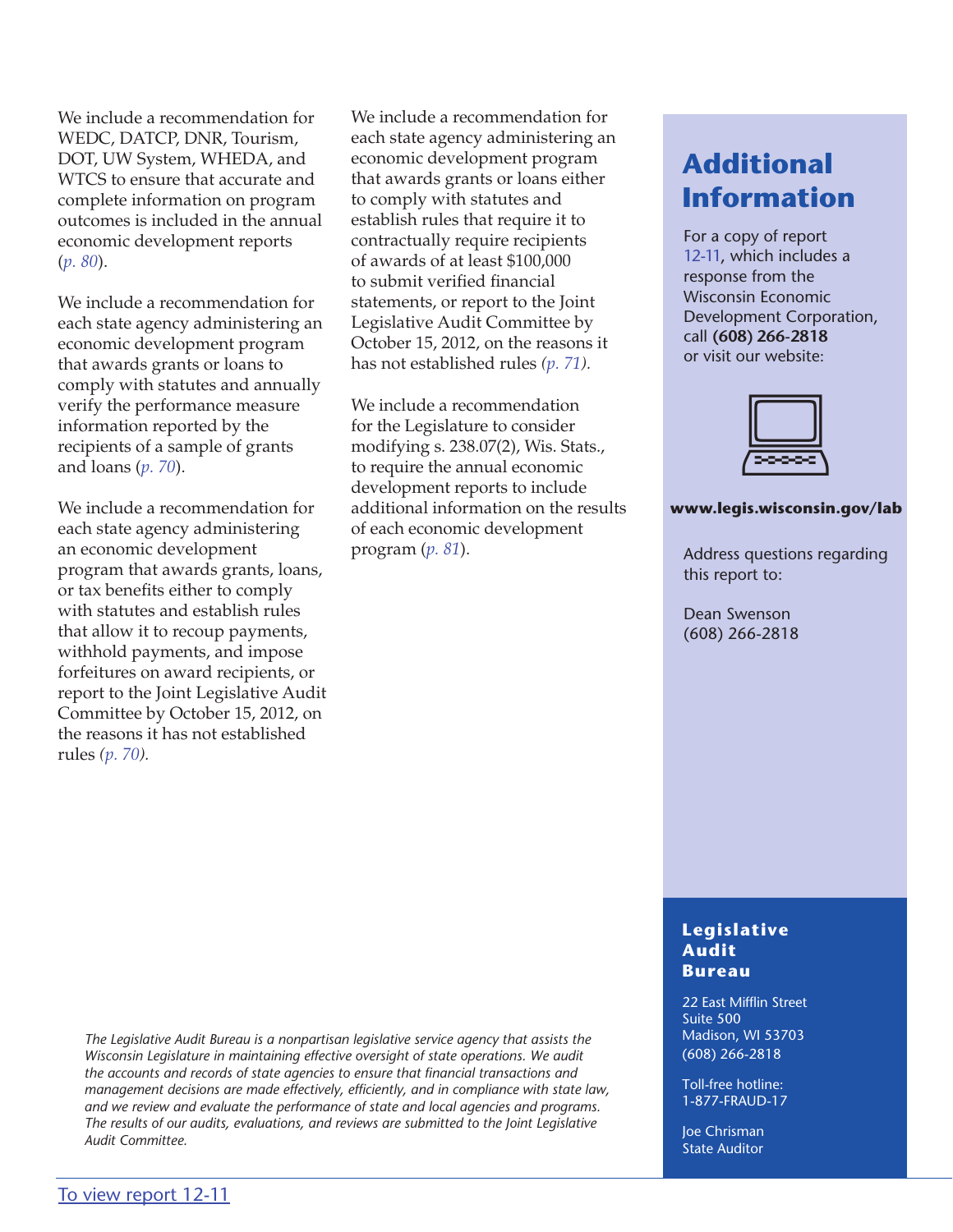We include a recommendation for WEDC, DATCP, DNR, Tourism, DOT, UW System, WHEDA, and WTCS to ensure that accurate and complete information on program outcomes is included in the annual economic development reports (*p. 80*).

We include a recommendation for each state agency administering an economic development program that awards grants or loans to comply with statutes and annually verify the performance measure information reported by the recipients of a sample of grants and loans (*p. 70*).

We include a recommendation for each state agency administering an economic development program that awards grants, loans, or tax benefits either to comply with statutes and establish rules that allow it to recoup payments, withhold payments, and impose forfeitures on award recipients, or report to the Joint Legislative Audit Committee by October 15, 2012, on the reasons it has not established rules *(p. 70).*

We include a recommendation for each state agency administering an economic development program that awards grants or loans either to comply with statutes and establish rules that require it to contractually require recipients of awards of at least $100,000 to submit verified financial statements, or report to the Joint Legislative Audit Committee by October 15, 2012, on the reasons it has not established rules *(p. 71).*

We include a recommendation for the Legislature to consider modifying s. 238.07(2), Wis. Stats., to require the annual economic development reports to include additional information on the results of each economic development program (*p. 81*).

*The Legislative Audit Bureau is a nonpartisan legislative service agency that assists the Wisconsin Legislature in maintaining effective oversight of state operations. We audit the accounts and records of state agencies to ensure that financial transactions and management decisions are made effectively, efficiently, and in compliance with state law, and we review and evaluate the performance of state and local agencies and programs. The results of our audits, evaluations, and reviews are submitted to the Joint Legislative Audit Committee.*

## Additional Information

For a copy of report 12-11, which includes a response from the Wisconsin Economic Development Corporation, call **(608) 266-2818** or visit our website:

**www.legis.wisconsin.gov/lab**

Address questions regarding this report to:

Dean Swenson
(608) 266-2818

**Legislative Audit Bureau**

22 East Mifflin Street
Suite 500
Madison, WI 53703
(608) 266-2818

Toll-free hotline:
1-877-FRAUD-17

Joe Chrisman
State Auditor

To view report 12-11